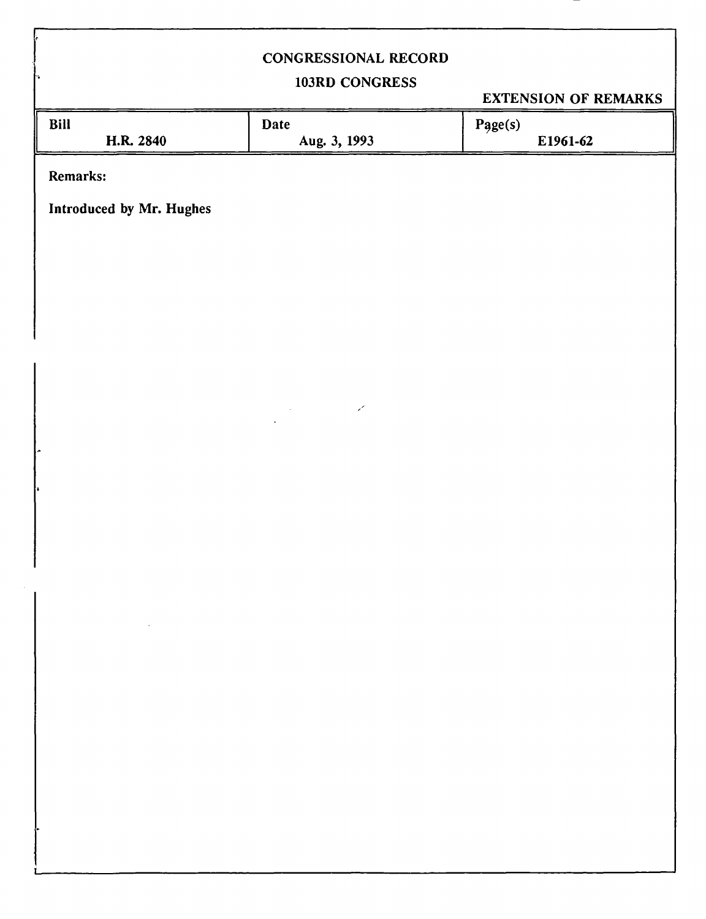# CONGRESSIONAL RECORD

## 103RD CONGRESS

**EXTENSION OF REMARKS**

| Bill | Date | Page(s) |
|---|---|---|
| H.R. 2840 | Aug. 3, 1993 | E1961-62 |

**Remarks:**

**Introduced by Mr. Hughes**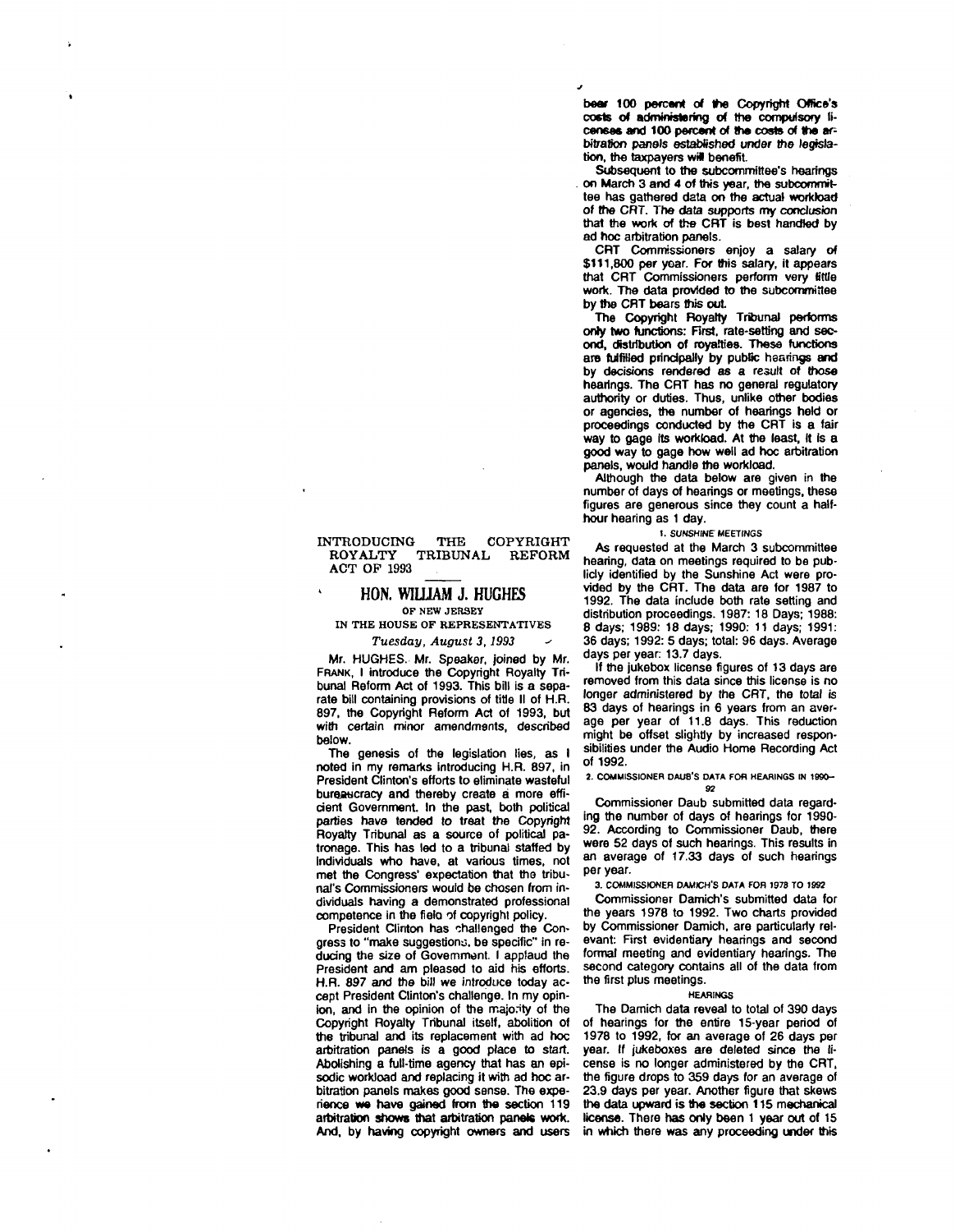## INTRODUCING THE COPYRIGHT ROYALTY TRIBUNAL REFORM ACT OF 1993

### HON. WILLIAM J. HUGHES

OF NEW JERSEY

IN THE HOUSE OF REPRESENTATIVES

*Tuesday, August 3, 1993*

Mr. HUGHES. Mr. Speaker, joined by Mr. FRANK, I introduce the Copyright Royalty Tribunal Reform Act of 1993. This bill is a separate bill containing provisions of title II of H.R. 897, the Copyright Reform Act of 1993, but with certain minor amendments, described below.

The genesis of the legislation lies, as I noted in my remarks introducing H.R. 897, in President Clinton's efforts to eliminate wasteful bureaucracy and thereby create a more efficient Government. In the past, both political parties have tended to treat the Copyright Royalty Tribunal as a source of political patronage. This has led to a tribunal staffed by individuals who have, at various times, not met the Congress' expectation that the tribunal's Commissioners would be chosen from individuals having a demonstrated professional competence in the field of copyright policy.

President Clinton has challenged the Congress to "make suggestions, be specific" in reducing the size of Government. I applaud the President and am pleased to aid his efforts. H.R. 897 and the bill we introduce today accept President Clinton's challenge. In my opinion, and in the opinion of the majority of the Copyright Royalty Tribunal itself, abolition of the tribunal and its replacement with ad hoc arbitration panels is a good place to start. Abolishing a full-time agency that has an episodic workload and replacing it with ad hoc arbitration panels makes good sense. The experience we have gained from the section 119 arbitration shows that arbitration panels work. And, by having copyright owners and users bear 100 percent of the Copyright Office's costs of administering of the compulsory licenses and 100 percent of the costs of the arbitration panels established under the legislation, the taxpayers will benefit.

Subsequent to the subcommittee's hearings on March 3 and 4 of this year, the subcommittee has gathered data on the actual workload of the CRT. The data supports my conclusion that the work of the CRT is best handled by ad hoc arbitration panels.

CRT Commissioners enjoy a salary of $111,800 per year. For this salary, it appears that CRT Commissioners perform very little work. The data provided to the subcommittee by the CRT bears this out.

The Copyright Royalty Tribunal performs only two functions: First, rate-setting and second, distribution of royalties. These functions are fulfilled principally by public hearings and by decisions rendered as a result of those hearings. The CRT has no general regulatory authority or duties. Thus, unlike other bodies or agencies, the number of hearings held or proceedings conducted by the CRT is a fair way to gage its workload. At the least, it is a good way to gage how well ad hoc arbitration panels, would handle the workload.

Although the data below are given in the number of days of hearings or meetings, these figures are generous since they count a half-hour hearing as 1 day.

#### 1. SUNSHINE MEETINGS

As requested at the March 3 subcommittee hearing, data on meetings required to be publicly identified by the Sunshine Act were provided by the CRT. The data are for 1987 to 1992. The data include both rate setting and distribution proceedings. 1987: 18 Days; 1988: 8 days; 1989: 18 days; 1990: 11 days; 1991: 36 days; 1992: 5 days; total: 96 days. Average days per year: 13.7 days.

If the jukebox license figures of 13 days are removed from this data since this license is no longer administered by the CRT, the total is 83 days of hearings in 6 years from an average per year of 11.8 days. This reduction might be offset slightly by increased responsibilities under the Audio Home Recording Act of 1992.

#### 2. COMMISSIONER DAUB'S DATA FOR HEARINGS IN 1990–92

Commissioner Daub submitted data regarding the number of days of hearings for 1990-92. According to Commissioner Daub, there were 52 days of such hearings. This results in an average of 17.33 days of such hearings per year.

#### 3. COMMISSIONER DAMICH'S DATA FOR 1978 TO 1992

Commissioner Damich's submitted data for the years 1978 to 1992. Two charts provided by Commissioner Damich, are particularly relevant: First evidentiary hearings and second formal meeting and evidentiary hearings. The second category contains all of the data from the first plus meetings.

#### HEARINGS

The Damich data reveal to total of 390 days of hearings for the entire 15-year period of 1978 to 1992, for an average of 26 days per year. If jukeboxes are deleted since the license is no longer administered by the CRT, the figure drops to 359 days for an average of 23.9 days per year. Another figure that skews the data upward is the section 115 mechanical license. There has only been 1 year out of 15 in which there was any proceeding under this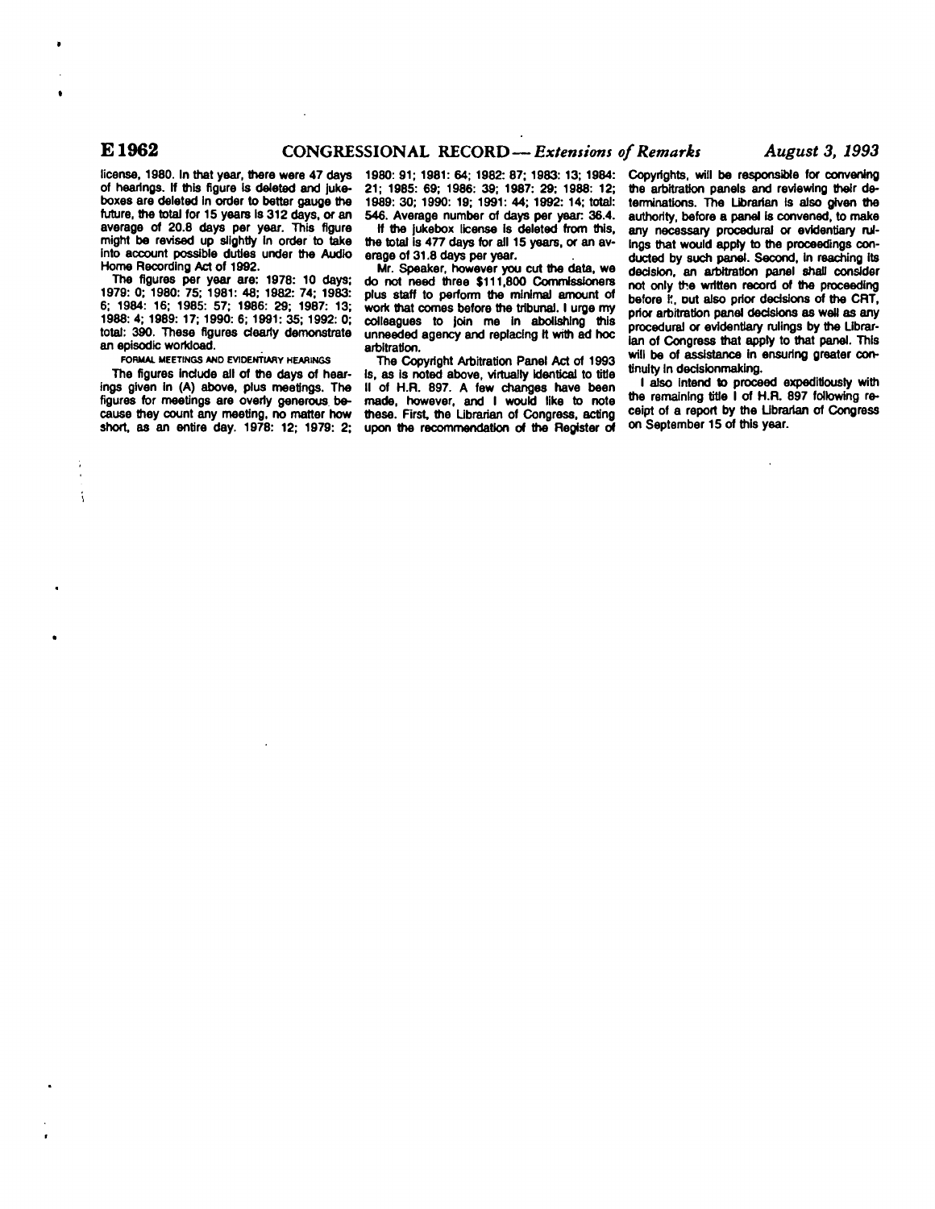license, 1980. In that year, there were 47 days of hearings. If this figure is deleted and jukeboxes are deleted in order to better gauge the future, the total for 15 years is 312 days, or an average of 20.8 days per year. This figure might be revised up slightly in order to take into account possible duties under the Audio Home Recording Act of 1992.

The figures per year are: 1978: 10 days; 1979: 0; 1980: 75; 1981: 48; 1982: 74; 1983: 6; 1984: 16; 1985: 57; 1986: 29; 1987: 13; 1988: 4; 1989: 17; 1990: 6; 1991: 35; 1992: 0; total: 390. These figures clearly demonstrate an episodic workload.

FORMAL MEETINGS AND EVIDENTIARY HEARINGS

The figures include all of the days of hearings given in (A) above, plus meetings. The figures for meetings are overly generous because they count any meeting, no matter how short, as an entire day. 1978: 12; 1979: 2; 1980: 91; 1981: 64; 1982: 87; 1983: 13; 1984: 21; 1985: 69; 1986: 39; 1987: 29; 1988: 12; 1989: 30; 1990: 19; 1991: 44; 1992: 14; total: 546. Average number of days per year: 36.4.

If the jukebox license is deleted from this, the total is 477 days for all 15 years, or an average of 31.8 days per year.

Mr. Speaker, however you cut the data, we do not need three $111,800 Commissioners plus staff to perform the minimal amount of work that comes before the tribunal. I urge my colleagues to join me in abolishing this unneeded agency and replacing it with ad hoc arbitration.

The Copyright Arbitration Panel Act of 1993 is, as is noted above, virtually identical to title II of H.R. 897. A few changes have been made, however, and I would like to note these. First, the Librarian of Congress, acting upon the recommendation of the Register of Copyrights, will be responsible for convening the arbitration panels and reviewing their determinations. The Librarian is also given the authority, before a panel is convened, to make any necessary procedural or evidentiary rulings that would apply to the proceedings conducted by such panel. Second, in reaching its decision, an arbitration panel shall consider not only the written record of the proceeding before it, but also prior decisions of the CRT, prior arbitration panel decisions as well as any procedural or evidentiary rulings by the Librarian of Congress that apply to that panel. This will be of assistance in ensuring greater continuity in decisionmaking.

I also intend to proceed expeditiously with the remaining title I of H.R. 897 following receipt of a report by the Librarian of Congress on September 15 of this year.